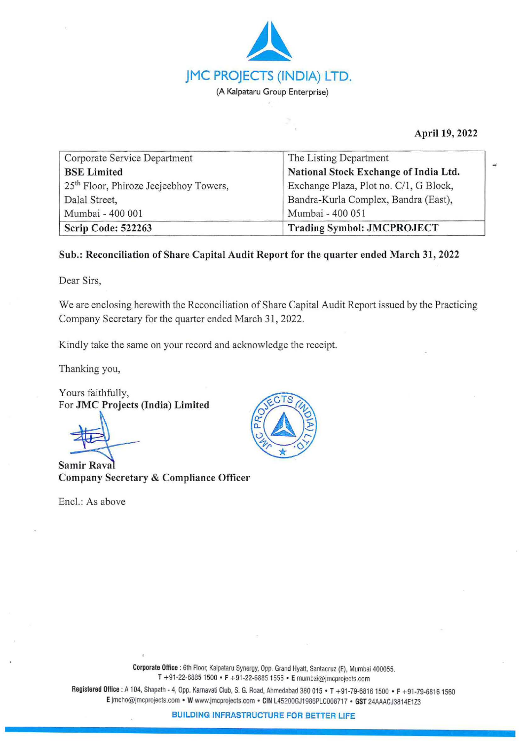# JMC PROJECTS (INDIA) LTD.

(A Kalpataru Group Enterprise)

April 19, 2022

| Corporate Service Department | The Listing Department |
|---|---|
| **BSE Limited** | **National Stock Exchange of India Ltd.** |
| 25th Floor, Phiroze Jeejeebhoy Towers, | Exchange Plaza, Plot no. C/1, G Block, |
| Dalal Street, | Bandra-Kurla Complex, Bandra (East), |
| Mumbai - 400 001 | Mumbai - 400 051 |
| **Scrip Code: 522263** | **Trading Symbol: JMCPROJECT** |

**Sub.: Reconciliation of Share Capital Audit Report for the quarter ended March 31, 2022**

Dear Sirs,

We are enclosing herewith the Reconciliation of Share Capital Audit Report issued by the Practicing Company Secretary for the quarter ended March 31, 2022.

Kindly take the same on your record and acknowledge the receipt.

Thanking you,

Yours faithfully,
For **JMC Projects (India) Limited**

**Samir Raval**
**Company Secretary & Compliance Officer**

Encl.: As above

**Corporate Office** : 6th Floor, Kalpataru Synergy, Opp. Grand Hyatt, Santacruz (E), Mumbai 400055.
T +91-22-6885 1500 • F +91-22-6885 1555 • E mumbai@jmcprojects.com

**Registered Office** : A 104, Shapath - 4, Opp. Karnavati Club, S. G. Road, Ahmedabad 380 015 • T +91-79-6816 1500 • F +91-79-6816 1560
E jmcho@jmcprojects.com • W www.jmcprojects.com • CIN L45200GJ1986PLC008717 • GST 24AAACJ3814E1Z3

BUILDING INFRASTRUCTURE FOR BETTER LIFE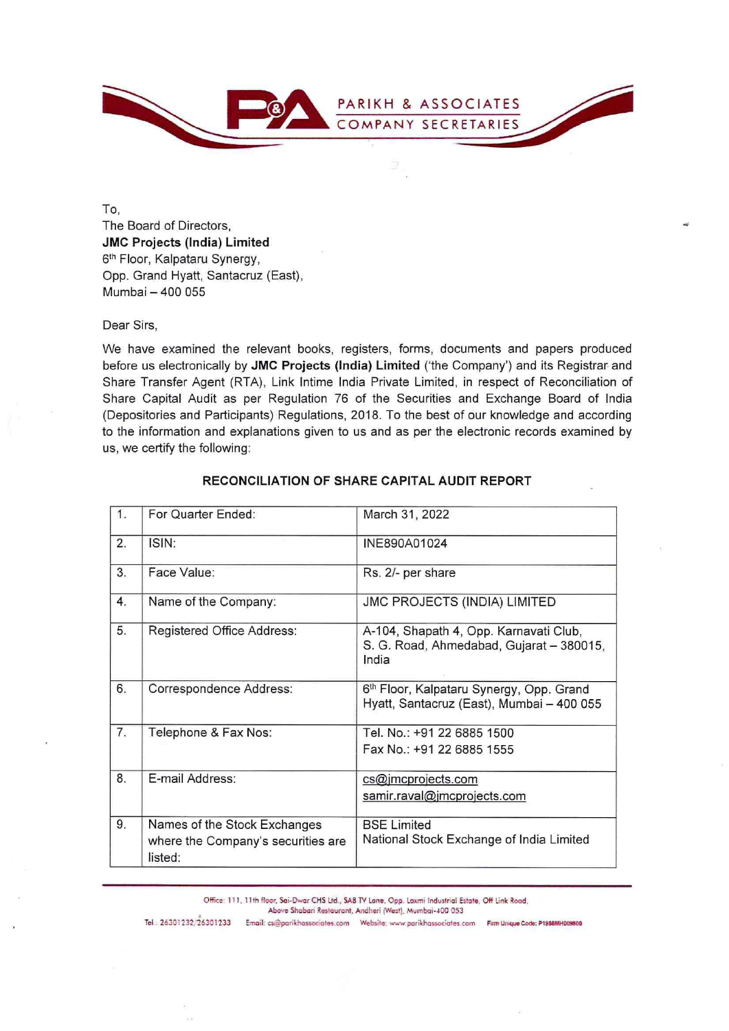To,
The Board of Directors,
**JMC Projects (India) Limited**
6th Floor, Kalpataru Synergy,
Opp. Grand Hyatt, Santacruz (East),
Mumbai – 400 055

Dear Sirs,

We have examined the relevant books, registers, forms, documents and papers produced before us electronically by **JMC Projects (India) Limited** ('the Company') and its Registrar and Share Transfer Agent (RTA), Link Intime India Private Limited, in respect of Reconciliation of Share Capital Audit as per Regulation 76 of the Securities and Exchange Board of India (Depositories and Participants) Regulations, 2018. To the best of our knowledge and according to the information and explanations given to us and as per the electronic records examined by us, we certify the following:

## RECONCILIATION OF SHARE CAPITAL AUDIT REPORT

| | | |
|---|---|---|
| 1. | For Quarter Ended: | March 31, 2022 |
| 2. | ISIN: | INE890A01024 |
| 3. | Face Value: | Rs. 2/- per share |
| 4. | Name of the Company: | JMC PROJECTS (INDIA) LIMITED |
| 5. | Registered Office Address: | A-104, Shapath 4, Opp. Karnavati Club, S. G. Road, Ahmedabad, Gujarat – 380015, India |
| 6. | Correspondence Address: | 6th Floor, Kalpataru Synergy, Opp. Grand Hyatt, Santacruz (East), Mumbai – 400 055 |
| 7. | Telephone & Fax Nos: | Tel. No.: +91 22 6885 1500<br>Fax No.: +91 22 6885 1555 |
| 8. | E-mail Address: | cs@jmcprojects.com<br>samir.raval@jmcprojects.com |
| 9. | Names of the Stock Exchanges where the Company's securities are listed: | BSE Limited<br>National Stock Exchange of India Limited |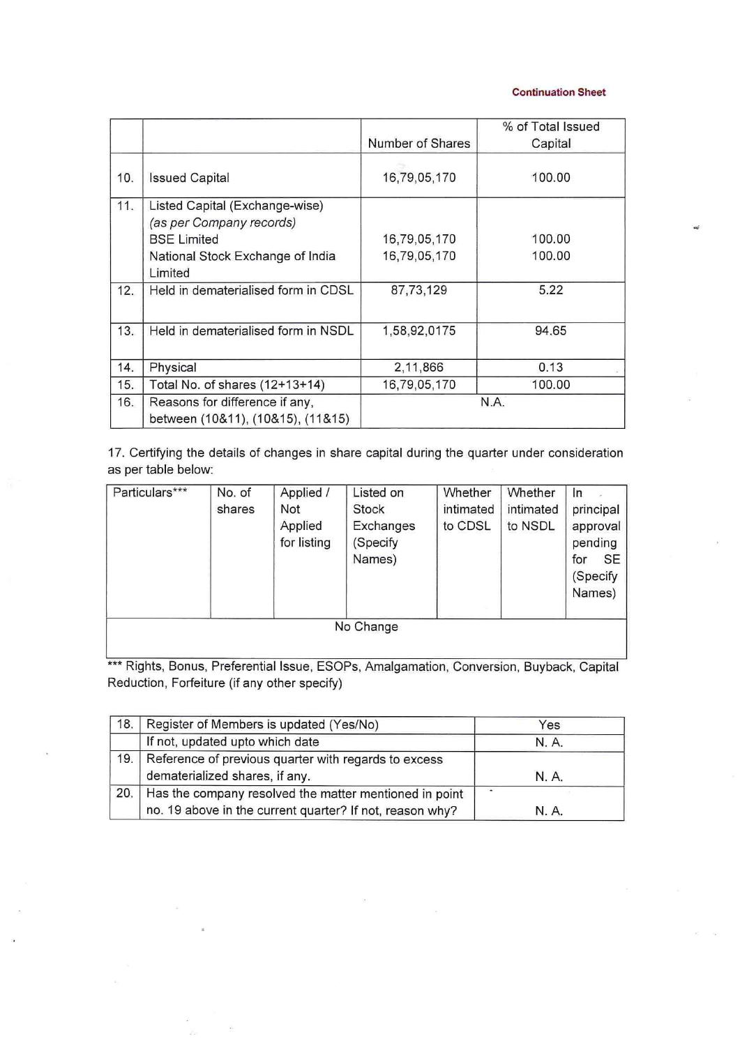Continuation Sheet

| | | Number of Shares | % of Total Issued Capital |
|---|---|---|---|
| 10. | Issued Capital | 16,79,05,170 | 100.00 |
| 11. | Listed Capital (Exchange-wise) *(as per Company records)* BSE Limited National Stock Exchange of India Limited | 16,79,05,170 16,79,05,170 | 100.00 100.00 |
| 12. | Held in dematerialised form in CDSL | 87,73,129 | 5.22 |
| 13. | Held in dematerialised form in NSDL | 1,58,92,0175 | 94.65 |
| 14. | Physical | 2,11,866 | 0.13 |
| 15. | Total No. of shares (12+13+14) | 16,79,05,170 | 100.00 |
| 16. | Reasons for difference if any, between (10&11), (10&15), (11&15) | N.A. | |

17. Certifying the details of changes in share capital during the quarter under consideration as per table below:

| Particulars*** | No. of shares | Applied / Not Applied for listing | Listed on Stock Exchanges (Specify Names) | Whether intimated to CDSL | Whether intimated to NSDL | In principal approval pending for SE (Specify Names) |
|---|---|---|---|---|---|---|
| No Change | | | | | | |

*** Rights, Bonus, Preferential Issue, ESOPs, Amalgamation, Conversion, Buyback, Capital Reduction, Forfeiture (if any other specify)

| | | |
|---|---|---|
| 18. | Register of Members is updated (Yes/No) | Yes |
| | If not, updated upto which date | N. A. |
| 19. | Reference of previous quarter with regards to excess dematerialized shares, if any. | N. A. |
| 20. | Has the company resolved the matter mentioned in point no. 19 above in the current quarter? If not, reason why? | N. A. |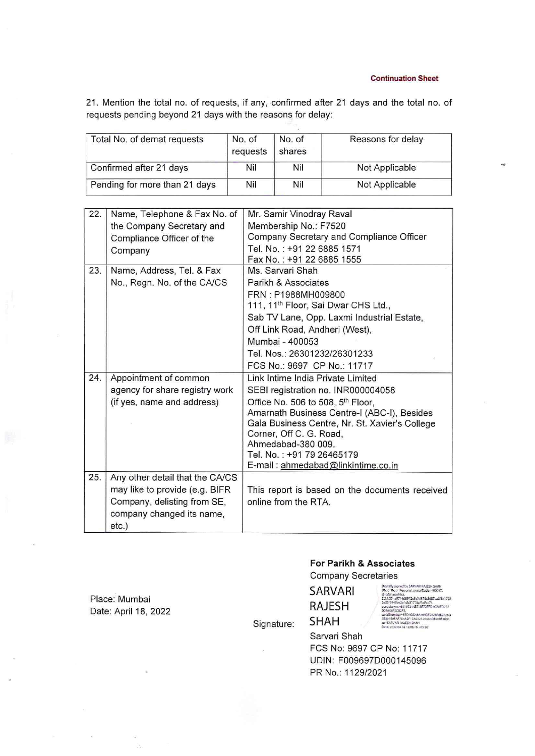**Continuation Sheet**

21. Mention the total no. of requests, if any, confirmed after 21 days and the total no. of requests pending beyond 21 days with the reasons for delay:

| Total No. of demat requests | No. of requests | No. of shares | Reasons for delay |
|---|---|---|---|
| Confirmed after 21 days | Nil | Nil | Not Applicable |
| Pending for more than 21 days | Nil | Nil | Not Applicable |

| | | |
|---|---|---|
| 22. | Name, Telephone & Fax No. of the Company Secretary and Compliance Officer of the Company | Mr. Samir Vinodray Raval<br>Membership No.: F7520<br>Company Secretary and Compliance Officer<br>Tel. No. : +91 22 6885 1571<br>Fax No. : +91 22 6885 1555 |
| 23. | Name, Address, Tel. & Fax No., Regn. No. of the CA/CS | Ms. Sarvari Shah<br>Parikh & Associates<br>FRN : P1988MH009800<br>111, 11th Floor, Sai Dwar CHS Ltd.,<br>Sab TV Lane, Opp. Laxmi Industrial Estate,<br>Off Link Road, Andheri (West),<br>Mumbai - 400053<br>Tel. Nos.: 26301232/26301233<br>FCS No.: 9697 CP No.: 11717 |
| 24. | Appointment of common agency for share registry work (if yes, name and address) | Link Intime India Private Limited<br>SEBI registration no. INR000004058<br>Office No. 506 to 508, 5th Floor,<br>Amarnath Business Centre-I (ABC-I), Besides Gala Business Centre, Nr. St. Xavier's College Corner, Off C. G. Road,<br>Ahmedabad-380 009.<br>Tel. No. : +91 79 26465179<br>E-mail : ahmedabad@linkintime.co.in |
| 25. | Any other detail that the CA/CS may like to provide (e.g. BIFR Company, delisting from SE, company changed its name, etc.) | This report is based on the documents received online from the RTA. |

Place: Mumbai
Date: April 18, 2022

**For Parikh & Associates**
Company Secretaries

Signature: SARVARI RAJESH SHAH

Sarvari Shah
FCS No: 9697 CP No: 11717
UDIN: F009697D000145096
PR No.: 1129/2021